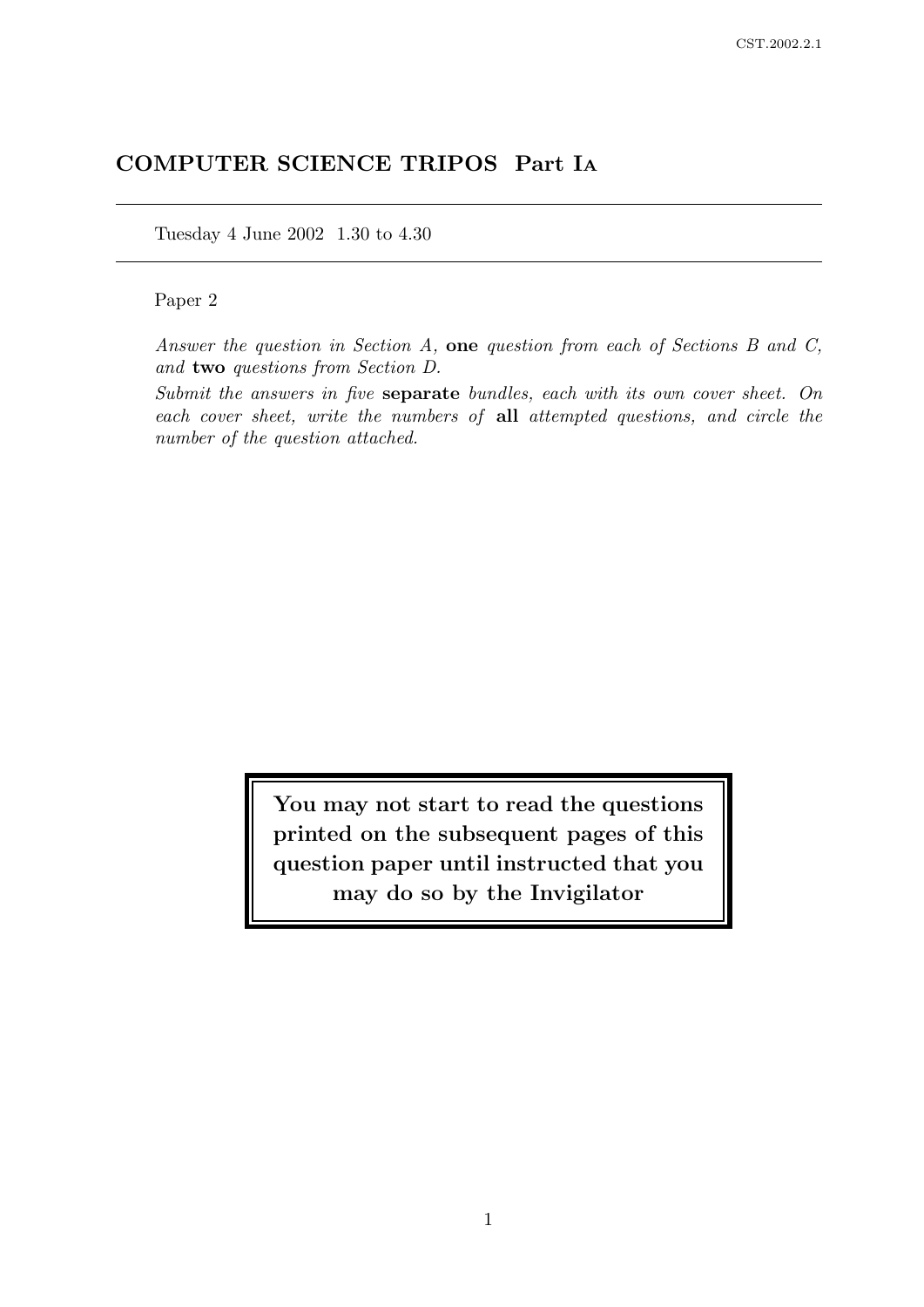# COMPUTER SCIENCE TRIPOS Part IA

Tuesday 4 June 2002 1.30 to 4.30

Paper 2

*Answer the question in Section A,* **one** *question from each of Sections B and C, and* **two** *questions from Section D.*

*Submit the answers in five* **separate** *bundles, each with its own cover sheet. On each cover sheet, write the numbers of* **all** *attempted questions, and circle the number of the question attached.*

**You may not start to read the questions printed on the subsequent pages of this question paper until instructed that you may do so by the Invigilator**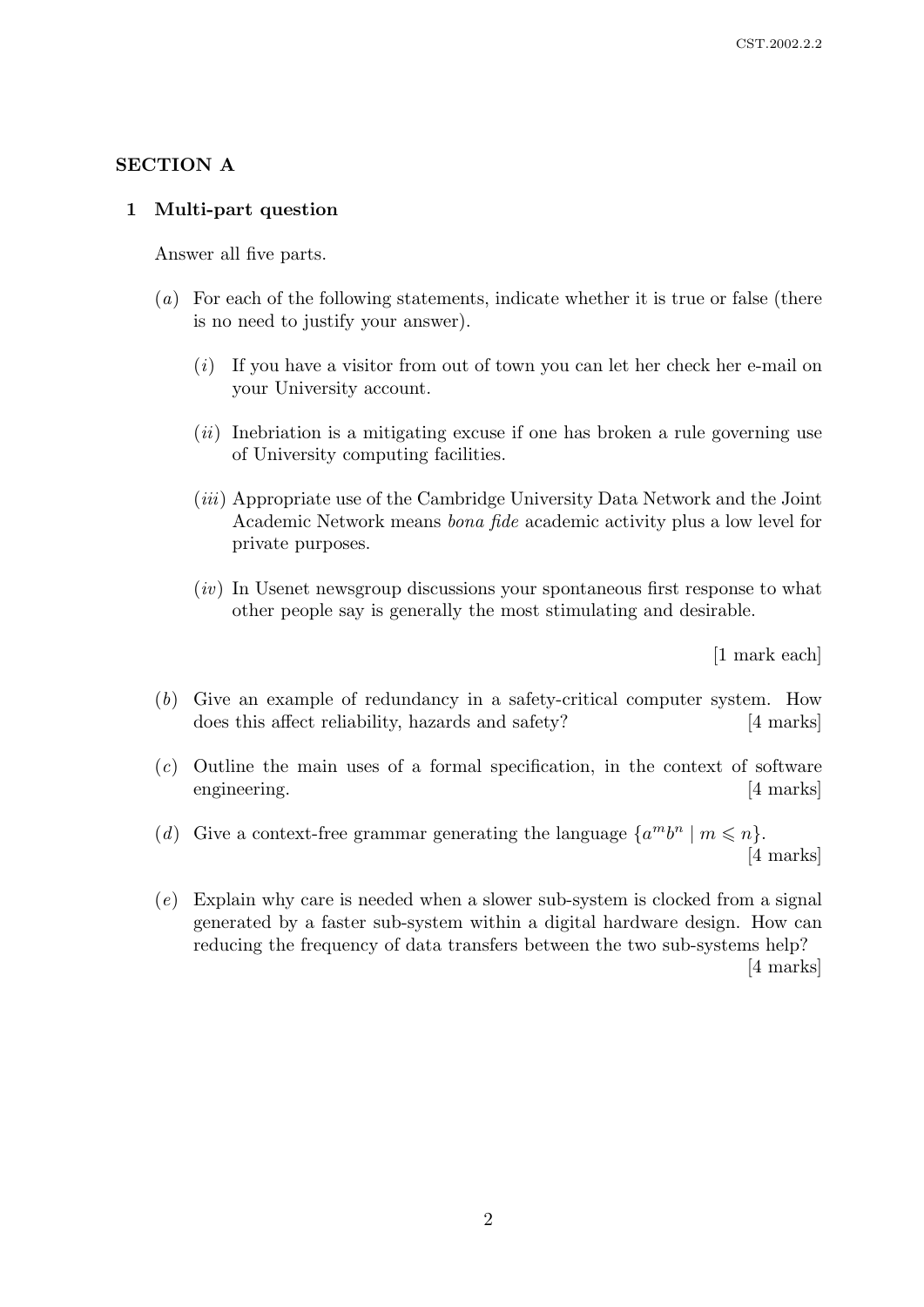## SECTION A

### 1 Multi-part question

Answer all five parts.

(*a*) For each of the following statements, indicate whether it is true or false (there is no need to justify your answer).

(*i*) If you have a visitor from out of town you can let her check her e-mail on your University account.

(*ii*) Inebriation is a mitigating excuse if one has broken a rule governing use of University computing facilities.

(*iii*) Appropriate use of the Cambridge University Data Network and the Joint Academic Network means *bona fide* academic activity plus a low level for private purposes.

(*iv*) In Usenet newsgroup discussions your spontaneous first response to what other people say is generally the most stimulating and desirable.

[1 mark each]

(*b*) Give an example of redundancy in a safety-critical computer system. How does this affect reliability, hazards and safety? [4 marks]

(*c*) Outline the main uses of a formal specification, in the context of software engineering. [4 marks]

(*d*) Give a context-free grammar generating the language $\{a^m b^n \mid m \leqslant n\}$. [4 marks]

(*e*) Explain why care is needed when a slower sub-system is clocked from a signal generated by a faster sub-system within a digital hardware design. How can reducing the frequency of data transfers between the two sub-systems help? [4 marks]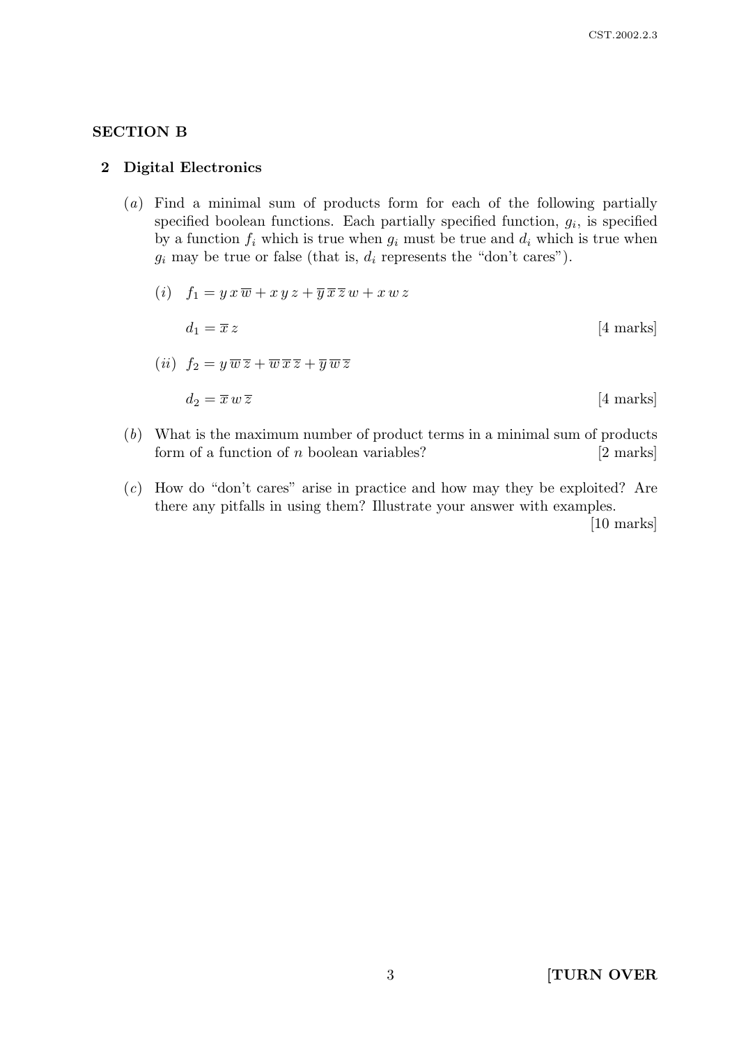## SECTION B

### 2 Digital Electronics

(*a*) Find a minimal sum of products form for each of the following partially specified boolean functions. Each partially specified function, $g_i$, is specified by a function $f_i$ which is true when $g_i$ must be true and $d_i$ which is true when $g_i$ may be true or false (that is, $d_i$ represents the "don't cares").

(*i*) $f_1 = y\,x\,\overline{w} + x\,y\,z + \overline{y}\,\overline{x}\,\overline{z}\,w + x\,w\,z$

$d_1 = \overline{x}\,z$ [4 marks]

(*ii*) $f_2 = y\,\overline{w}\,\overline{z} + \overline{w}\,\overline{x}\,\overline{z} + \overline{y}\,\overline{w}\,\overline{z}$

$d_2 = \overline{x}\,w\,\overline{z}$ [4 marks]

(*b*) What is the maximum number of product terms in a minimal sum of products form of a function of $n$ boolean variables? [2 marks]

(*c*) How do "don't cares" arise in practice and how may they be exploited? Are there any pitfalls in using them? Illustrate your answer with examples. [10 marks]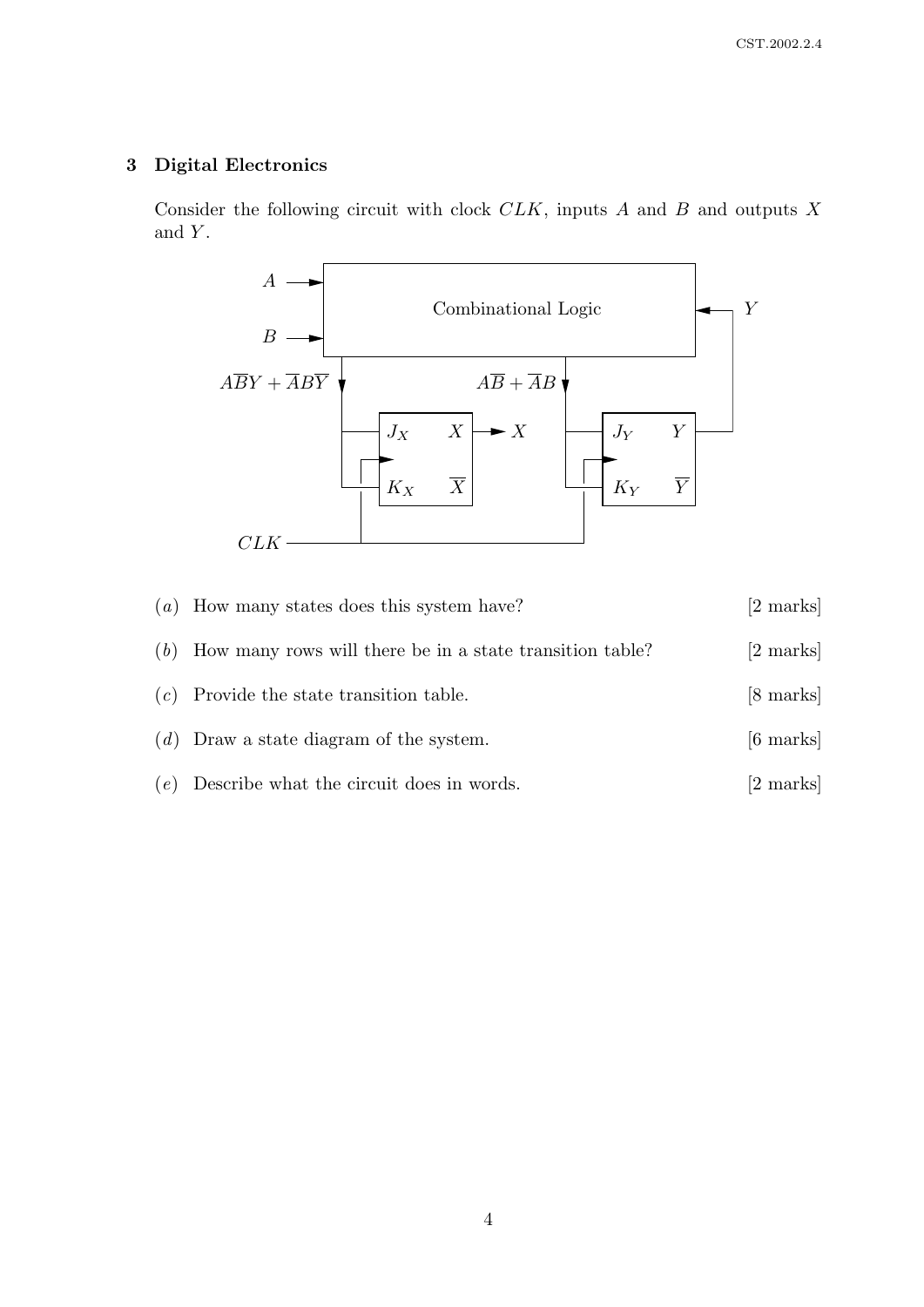## 3 Digital Electronics

Consider the following circuit with clock $CLK$, inputs $A$ and $B$ and outputs $X$ and $Y$.

Combinational Logic

$A\overline{B}Y + \overline{A}B\overline{Y}$

$A\overline{B} + \overline{A}B$

$J_X$ $X$ $K_X$ $\overline{X}$

$J_Y$ $Y$ $K_Y$ $\overline{Y}$

$CLK$

(*a*) How many states does this system have? [2 marks]

(*b*) How many rows will there be in a state transition table? [2 marks]

(*c*) Provide the state transition table. [8 marks]

(*d*) Draw a state diagram of the system. [6 marks]

(*e*) Describe what the circuit does in words. [2 marks]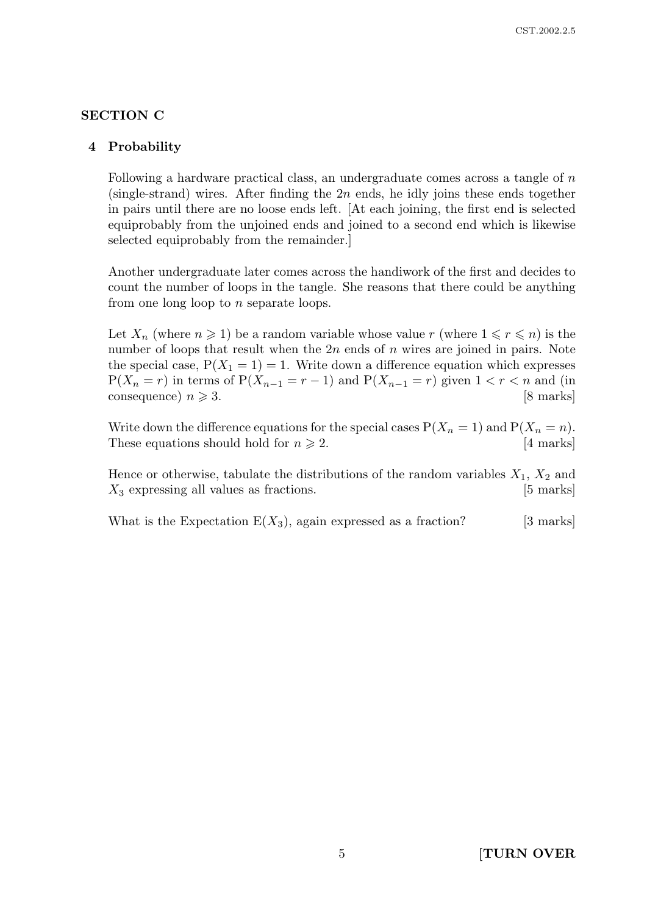## SECTION C

### 4 Probability

Following a hardware practical class, an undergraduate comes across a tangle of $n$ (single-strand) wires. After finding the $2n$ ends, he idly joins these ends together in pairs until there are no loose ends left. [At each joining, the first end is selected equiprobably from the unjoined ends and joined to a second end which is likewise selected equiprobably from the remainder.]

Another undergraduate later comes across the handiwork of the first and decides to count the number of loops in the tangle. She reasons that there could be anything from one long loop to $n$ separate loops.

Let $X_n$ (where $n \geqslant 1$) be a random variable whose value $r$ (where $1 \leqslant r \leqslant n$) is the number of loops that result when the $2n$ ends of $n$ wires are joined in pairs. Note the special case, $\mathrm{P}(X_1 = 1) = 1$. Write down a difference equation which expresses $\mathrm{P}(X_n = r)$ in terms of $\mathrm{P}(X_{n-1} = r - 1)$ and $\mathrm{P}(X_{n-1} = r)$ given $1 < r < n$ and (in consequence) $n \geqslant 3$. [8 marks]

Write down the difference equations for the special cases $\mathrm{P}(X_n = 1)$ and $\mathrm{P}(X_n = n)$. These equations should hold for $n \geqslant 2$. [4 marks]

Hence or otherwise, tabulate the distributions of the random variables $X_1$, $X_2$ and $X_3$ expressing all values as fractions. [5 marks]

What is the Expectation $\mathrm{E}(X_3)$, again expressed as a fraction? [3 marks]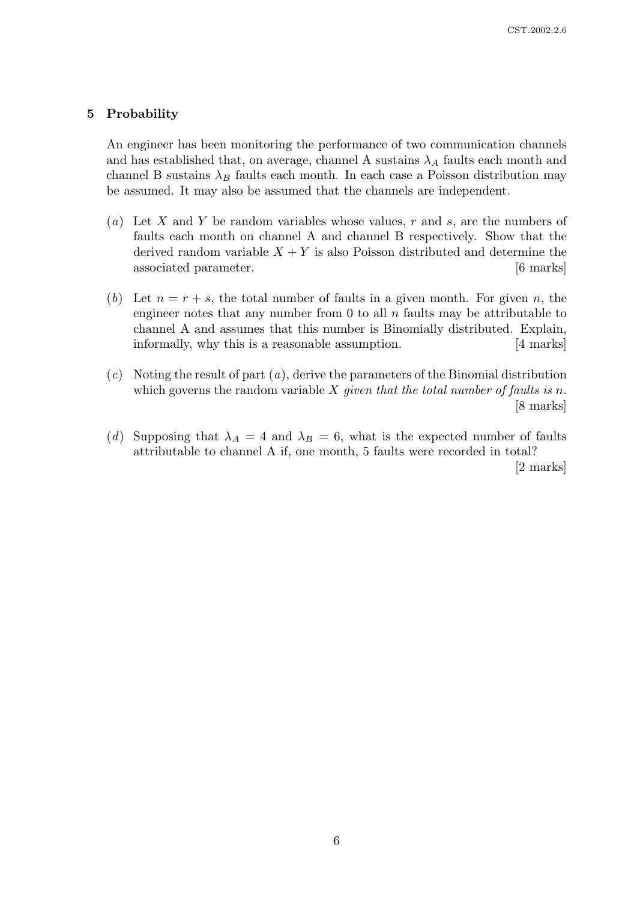## 5 Probability

An engineer has been monitoring the performance of two communication channels and has established that, on average, channel A sustains $\lambda_A$ faults each month and channel B sustains $\lambda_B$ faults each month. In each case a Poisson distribution may be assumed. It may also be assumed that the channels are independent.

(*a*) Let $X$ and $Y$ be random variables whose values, $r$ and $s$, are the numbers of faults each month on channel A and channel B respectively. Show that the derived random variable $X + Y$ is also Poisson distributed and determine the associated parameter. [6 marks]

(*b*) Let $n = r + s$, the total number of faults in a given month. For given $n$, the engineer notes that any number from 0 to all $n$ faults may be attributable to channel A and assumes that this number is Binomially distributed. Explain, informally, why this is a reasonable assumption. [4 marks]

(*c*) Noting the result of part (*a*), derive the parameters of the Binomial distribution which governs the random variable $X$ *given that the total number of faults is n*. [8 marks]

(*d*) Supposing that $\lambda_A = 4$ and $\lambda_B = 6$, what is the expected number of faults attributable to channel A if, one month, 5 faults were recorded in total? [2 marks]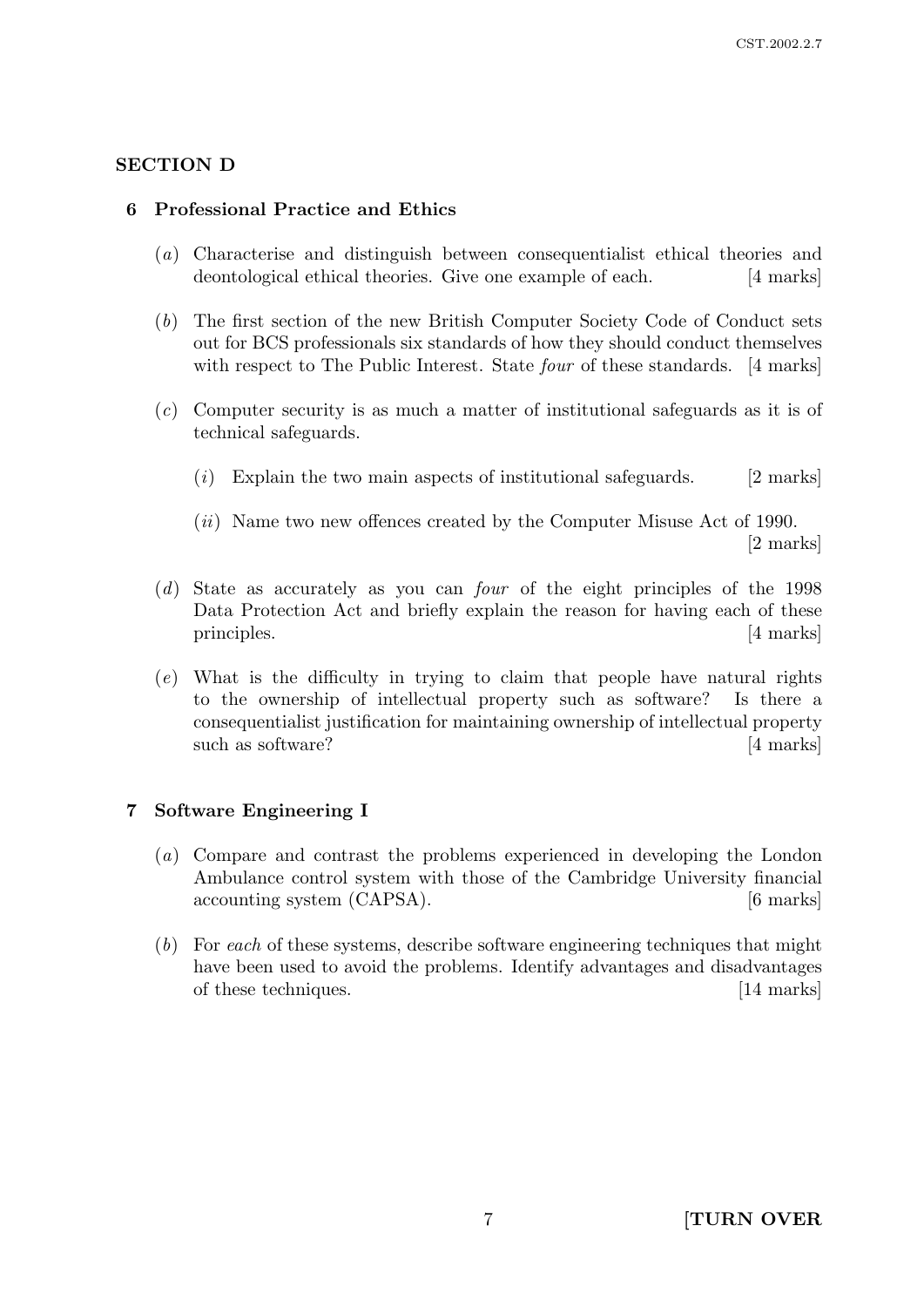## SECTION D

### 6 Professional Practice and Ethics

(*a*) Characterise and distinguish between consequentialist ethical theories and deontological ethical theories. Give one example of each. [4 marks]

(*b*) The first section of the new British Computer Society Code of Conduct sets out for BCS professionals six standards of how they should conduct themselves with respect to The Public Interest. State *four* of these standards. [4 marks]

(*c*) Computer security is as much a matter of institutional safeguards as it is of technical safeguards.

(*i*) Explain the two main aspects of institutional safeguards. [2 marks]

(*ii*) Name two new offences created by the Computer Misuse Act of 1990. [2 marks]

(*d*) State as accurately as you can *four* of the eight principles of the 1998 Data Protection Act and briefly explain the reason for having each of these principles. [4 marks]

(*e*) What is the difficulty in trying to claim that people have natural rights to the ownership of intellectual property such as software? Is there a consequentialist justification for maintaining ownership of intellectual property such as software? [4 marks]

### 7 Software Engineering I

(*a*) Compare and contrast the problems experienced in developing the London Ambulance control system with those of the Cambridge University financial accounting system (CAPSA). [6 marks]

(*b*) For *each* of these systems, describe software engineering techniques that might have been used to avoid the problems. Identify advantages and disadvantages of these techniques. [14 marks]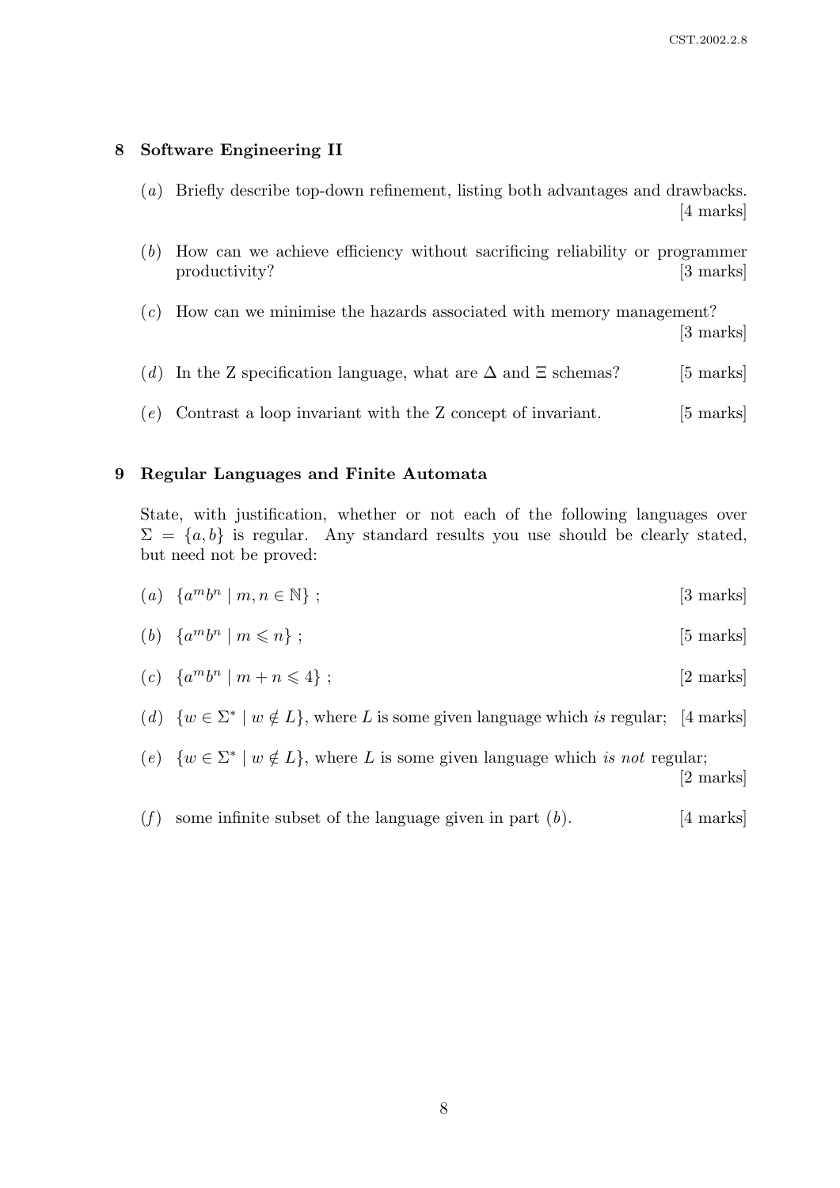## 8 Software Engineering II

(*a*) Briefly describe top-down refinement, listing both advantages and drawbacks. [4 marks]

(*b*) How can we achieve efficiency without sacrificing reliability or programmer productivity? [3 marks]

(*c*) How can we minimise the hazards associated with memory management? [3 marks]

(*d*) In the Z specification language, what are $\Delta$ and $\Xi$ schemas? [5 marks]

(*e*) Contrast a loop invariant with the Z concept of invariant. [5 marks]

## 9 Regular Languages and Finite Automata

State, with justification, whether or not each of the following languages over $\Sigma = \{a, b\}$ is regular. Any standard results you use should be clearly stated, but need not be proved:

(*a*) $\{a^m b^n \mid m, n \in \mathbb{N}\}$ ; [3 marks]

(*b*) $\{a^m b^n \mid m \leqslant n\}$ ; [5 marks]

(*c*) $\{a^m b^n \mid m + n \leqslant 4\}$ ; [2 marks]

(*d*) $\{w \in \Sigma^* \mid w \notin L\}$, where $L$ is some given language which *is* regular; [4 marks]

(*e*) $\{w \in \Sigma^* \mid w \notin L\}$, where $L$ is some given language which *is not* regular; [2 marks]

(*f*) some infinite subset of the language given in part (*b*). [4 marks]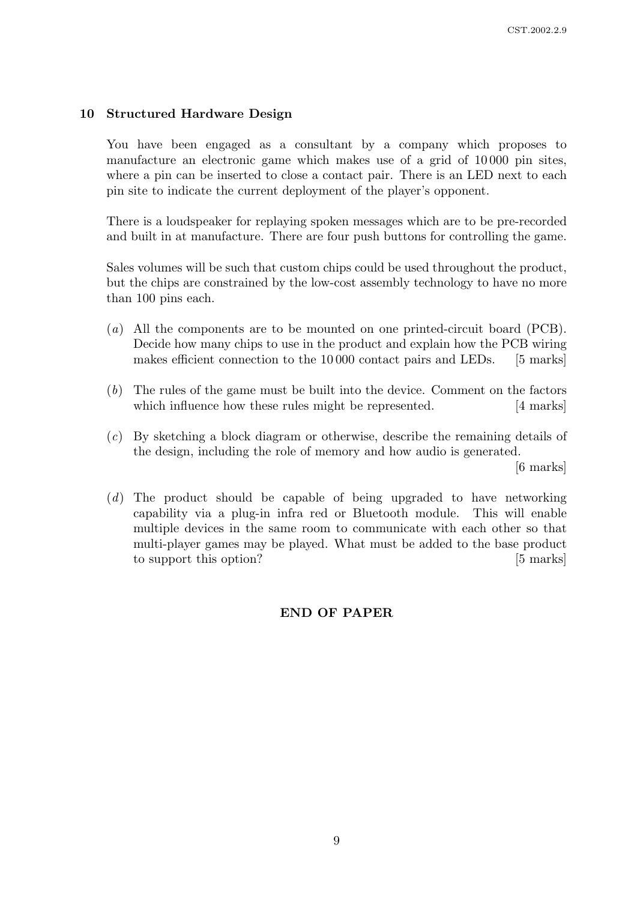## 10 Structured Hardware Design

You have been engaged as a consultant by a company which proposes to manufacture an electronic game which makes use of a grid of 10 000 pin sites, where a pin can be inserted to close a contact pair. There is an LED next to each pin site to indicate the current deployment of the player's opponent.

There is a loudspeaker for replaying spoken messages which are to be pre-recorded and built in at manufacture. There are four push buttons for controlling the game.

Sales volumes will be such that custom chips could be used throughout the product, but the chips are constrained by the low-cost assembly technology to have no more than 100 pins each.

(*a*) All the components are to be mounted on one printed-circuit board (PCB). Decide how many chips to use in the product and explain how the PCB wiring makes efficient connection to the 10 000 contact pairs and LEDs. [5 marks]

(*b*) The rules of the game must be built into the device. Comment on the factors which influence how these rules might be represented. [4 marks]

(*c*) By sketching a block diagram or otherwise, describe the remaining details of the design, including the role of memory and how audio is generated. [6 marks]

(*d*) The product should be capable of being upgraded to have networking capability via a plug-in infra red or Bluetooth module. This will enable multiple devices in the same room to communicate with each other so that multi-player games may be played. What must be added to the base product to support this option? [5 marks]

**END OF PAPER**